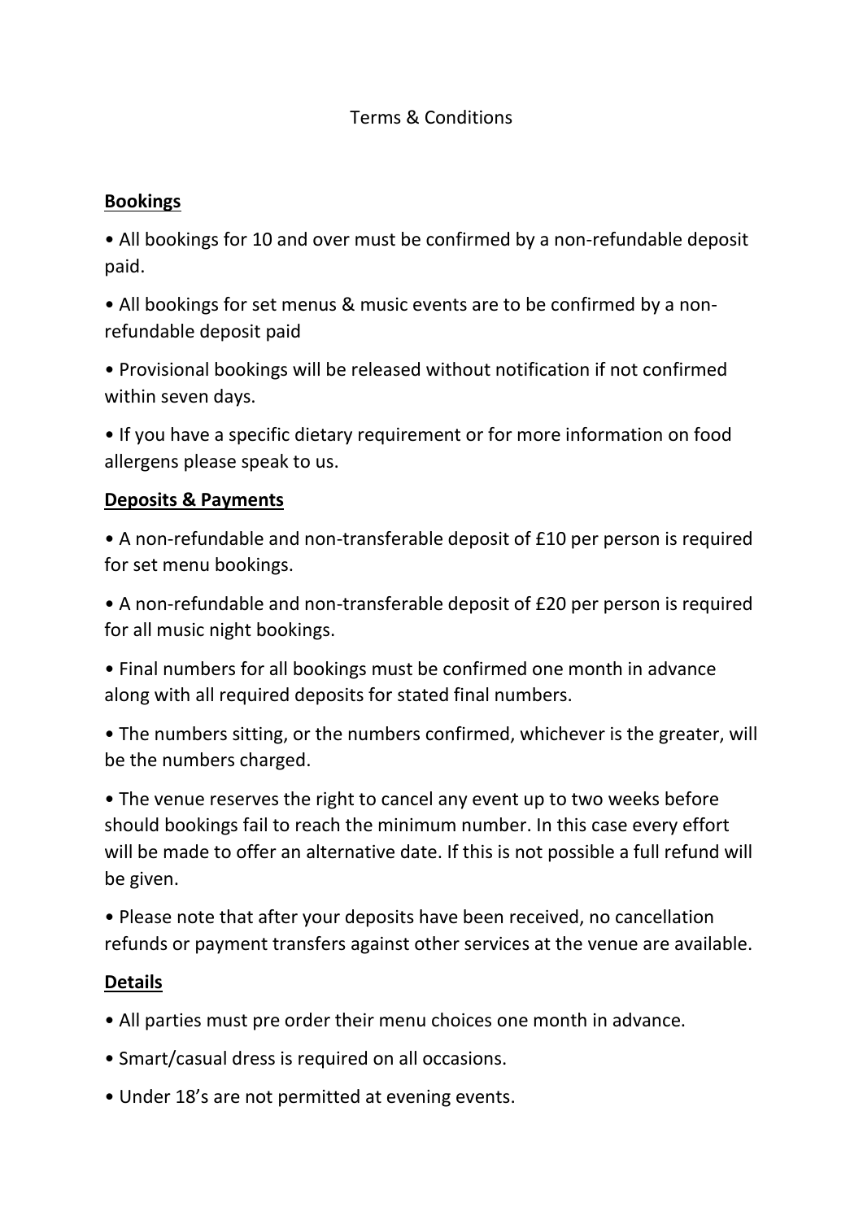# Terms & Conditions

## Bookings

- All bookings for 10 and over must be confirmed by a non-refundable deposit paid.
- All bookings for set menus & music events are to be confirmed by a non-refundable deposit paid
- Provisional bookings will be released without notification if not confirmed within seven days.
- If you have a specific dietary requirement or for more information on food allergens please speak to us.

## Deposits & Payments

- A non-refundable and non-transferable deposit of £10 per person is required for set menu bookings.
- A non-refundable and non-transferable deposit of £20 per person is required for all music night bookings.
- Final numbers for all bookings must be confirmed one month in advance along with all required deposits for stated final numbers.
- The numbers sitting, or the numbers confirmed, whichever is the greater, will be the numbers charged.
- The venue reserves the right to cancel any event up to two weeks before should bookings fail to reach the minimum number. In this case every effort will be made to offer an alternative date. If this is not possible a full refund will be given.
- Please note that after your deposits have been received, no cancellation refunds or payment transfers against other services at the venue are available.

## Details

- All parties must pre order their menu choices one month in advance.
- Smart/casual dress is required on all occasions.
- Under 18's are not permitted at evening events.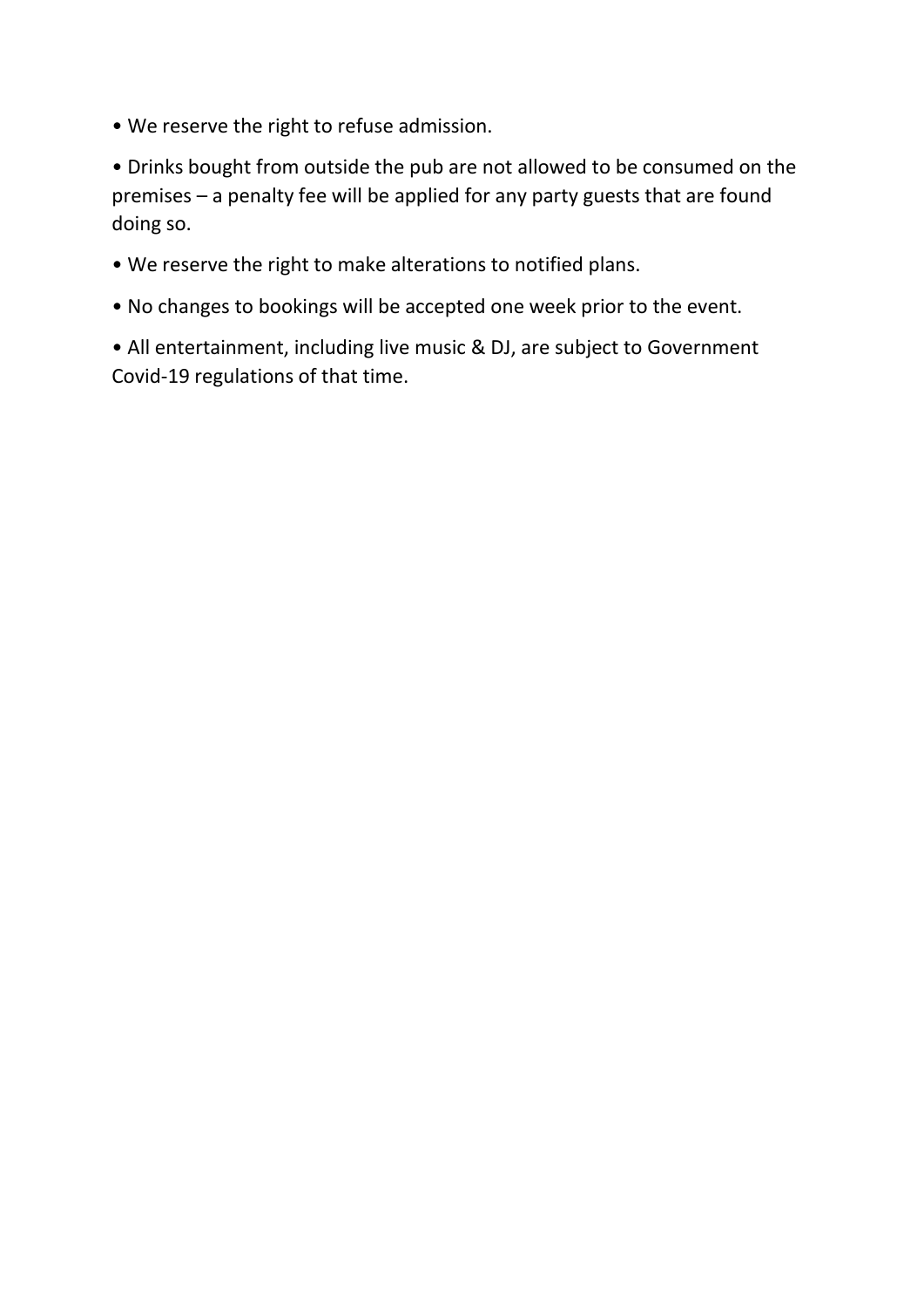- We reserve the right to refuse admission.
- Drinks bought from outside the pub are not allowed to be consumed on the premises – a penalty fee will be applied for any party guests that are found doing so.
- We reserve the right to make alterations to notified plans.
- No changes to bookings will be accepted one week prior to the event.
- All entertainment, including live music & DJ, are subject to Government Covid-19 regulations of that time.